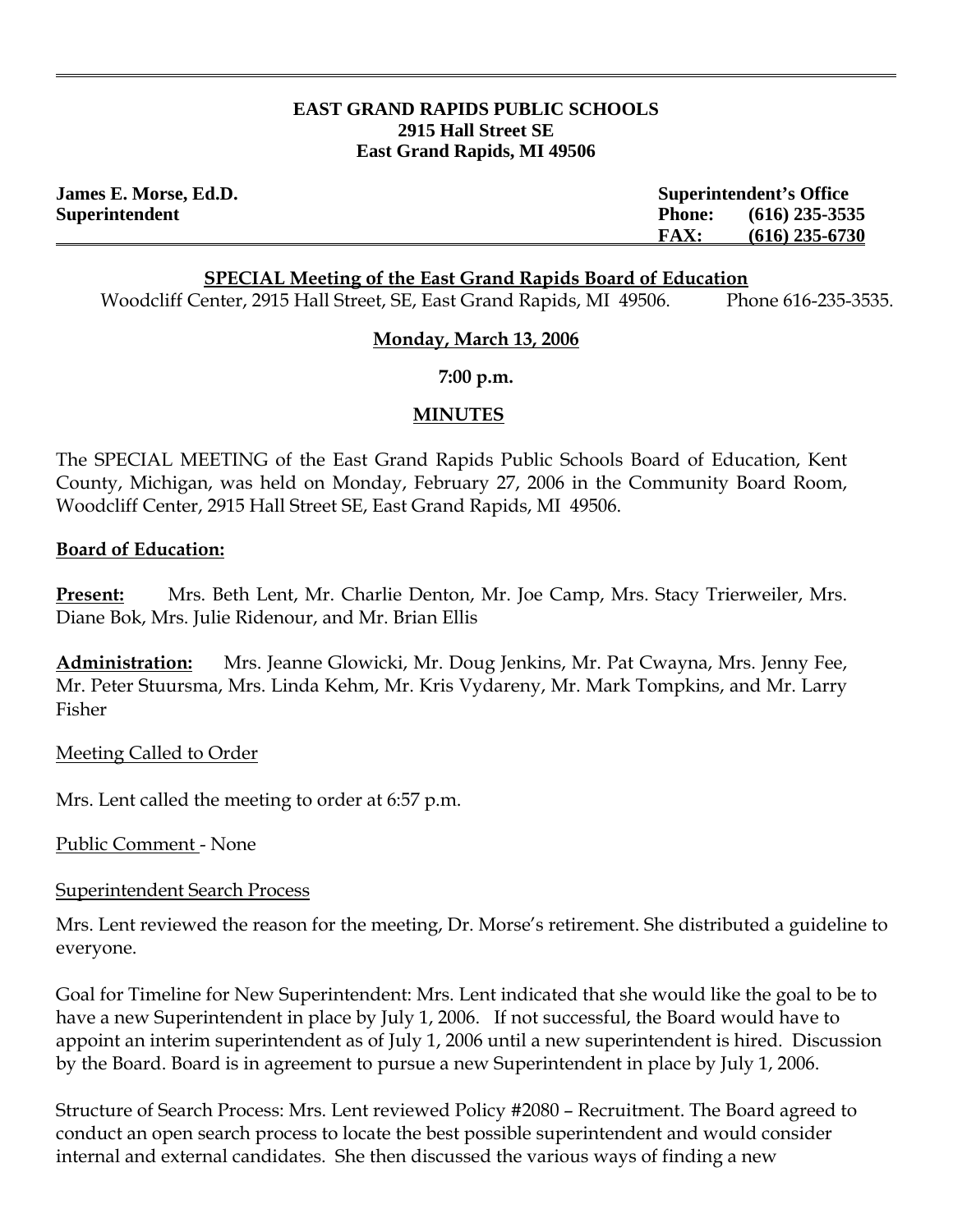**EAST GRAND RAPIDS PUBLIC SCHOOLS**
**2915 Hall Street SE**
**East Grand Rapids, MI 49506**

**James E. Morse, Ed.D.**
**Superintendent**

**Superintendent's Office**
**Phone: (616) 235-3535**
**FAX: (616) 235-6730**

**SPECIAL Meeting of the East Grand Rapids Board of Education**

Woodcliff Center, 2915 Hall Street, SE, East Grand Rapids, MI 49506. Phone 616-235-3535.

**Monday, March 13, 2006**

**7:00 p.m.**

**MINUTES**

The SPECIAL MEETING of the East Grand Rapids Public Schools Board of Education, Kent County, Michigan, was held on Monday, February 27, 2006 in the Community Board Room, Woodcliff Center, 2915 Hall Street SE, East Grand Rapids, MI 49506.

**Board of Education:**

**Present:** Mrs. Beth Lent, Mr. Charlie Denton, Mr. Joe Camp, Mrs. Stacy Trierweiler, Mrs. Diane Bok, Mrs. Julie Ridenour, and Mr. Brian Ellis

**Administration:** Mrs. Jeanne Glowicki, Mr. Doug Jenkins, Mr. Pat Cwayna, Mrs. Jenny Fee, Mr. Peter Stuursma, Mrs. Linda Kehm, Mr. Kris Vydareny, Mr. Mark Tompkins, and Mr. Larry Fisher

Meeting Called to Order

Mrs. Lent called the meeting to order at 6:57 p.m.

Public Comment - None

Superintendent Search Process

Mrs. Lent reviewed the reason for the meeting, Dr. Morse's retirement. She distributed a guideline to everyone.

Goal for Timeline for New Superintendent: Mrs. Lent indicated that she would like the goal to be to have a new Superintendent in place by July 1, 2006. If not successful, the Board would have to appoint an interim superintendent as of July 1, 2006 until a new superintendent is hired. Discussion by the Board. Board is in agreement to pursue a new Superintendent in place by July 1, 2006.

Structure of Search Process: Mrs. Lent reviewed Policy #2080 – Recruitment. The Board agreed to conduct an open search process to locate the best possible superintendent and would consider internal and external candidates. She then discussed the various ways of finding a new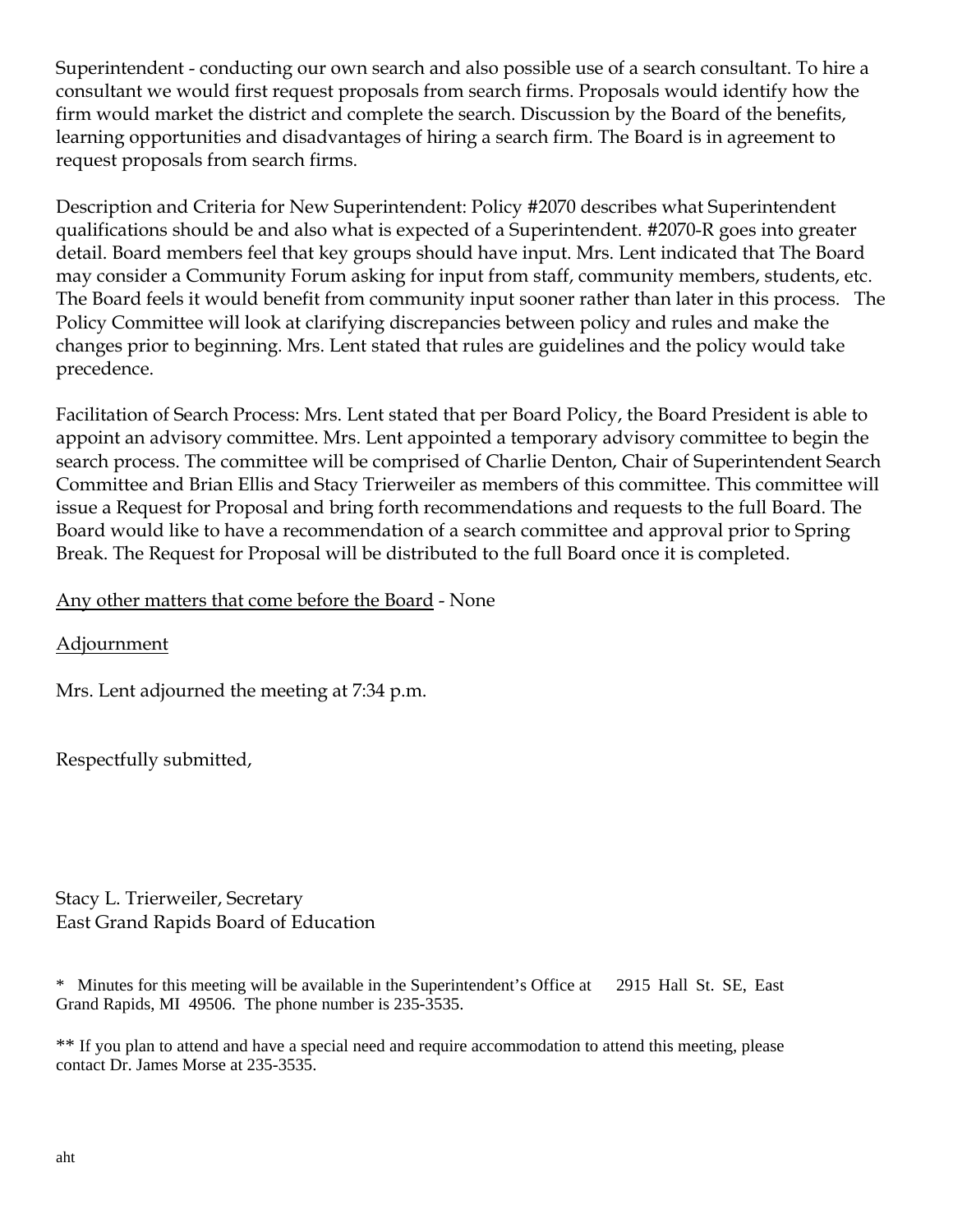Superintendent - conducting our own search and also possible use of a search consultant. To hire a consultant we would first request proposals from search firms. Proposals would identify how the firm would market the district and complete the search. Discussion by the Board of the benefits, learning opportunities and disadvantages of hiring a search firm. The Board is in agreement to request proposals from search firms.

Description and Criteria for New Superintendent: Policy #2070 describes what Superintendent qualifications should be and also what is expected of a Superintendent. #2070-R goes into greater detail. Board members feel that key groups should have input. Mrs. Lent indicated that The Board may consider a Community Forum asking for input from staff, community members, students, etc. The Board feels it would benefit from community input sooner rather than later in this process. The Policy Committee will look at clarifying discrepancies between policy and rules and make the changes prior to beginning. Mrs. Lent stated that rules are guidelines and the policy would take precedence.

Facilitation of Search Process: Mrs. Lent stated that per Board Policy, the Board President is able to appoint an advisory committee. Mrs. Lent appointed a temporary advisory committee to begin the search process. The committee will be comprised of Charlie Denton, Chair of Superintendent Search Committee and Brian Ellis and Stacy Trierweiler as members of this committee. This committee will issue a Request for Proposal and bring forth recommendations and requests to the full Board. The Board would like to have a recommendation of a search committee and approval prior to Spring Break. The Request for Proposal will be distributed to the full Board once it is completed.

<u>Any other matters that come before the Board</u> - None

<u>Adjournment</u>

Mrs. Lent adjourned the meeting at 7:34 p.m.

Respectfully submitted,

Stacy L. Trierweiler, Secretary
East Grand Rapids Board of Education

\* Minutes for this meeting will be available in the Superintendent's Office at 2915 Hall St. SE, East Grand Rapids, MI 49506. The phone number is 235-3535.

\*\* If you plan to attend and have a special need and require accommodation to attend this meeting, please contact Dr. James Morse at 235-3535.

aht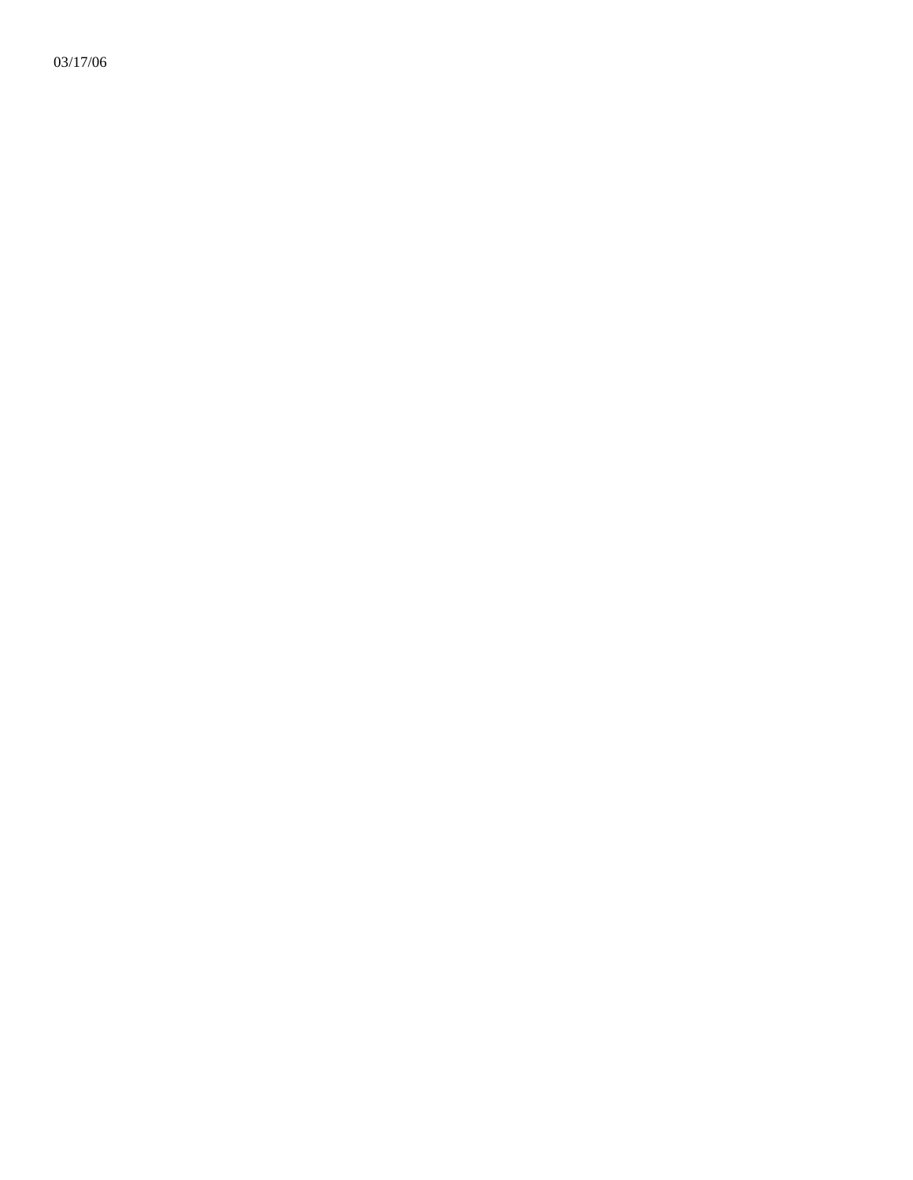03/17/06